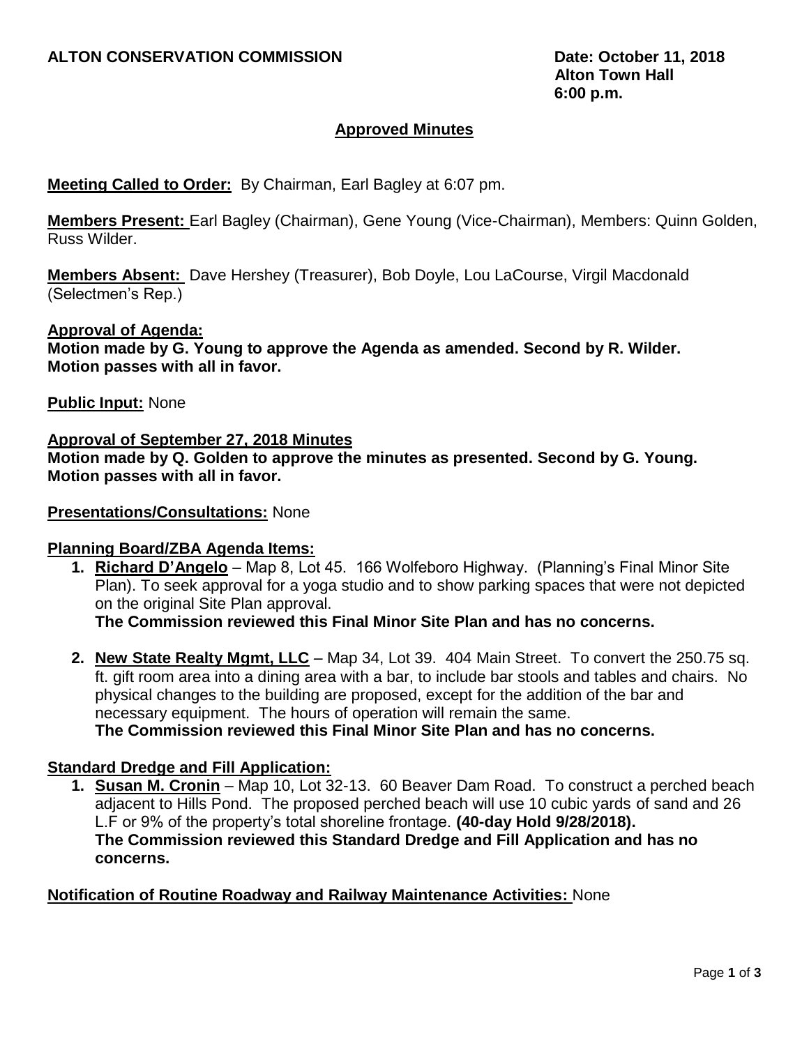**ALTON CONSERVATION COMMISSION**

**Date: October 11, 2018**
**Alton Town Hall**
**6:00 p.m.**

## Approved Minutes

**Meeting Called to Order:** By Chairman, Earl Bagley at 6:07 pm.

**Members Present:** Earl Bagley (Chairman), Gene Young (Vice-Chairman), Members: Quinn Golden, Russ Wilder.

**Members Absent:** Dave Hershey (Treasurer), Bob Doyle, Lou LaCourse, Virgil Macdonald (Selectmen's Rep.)

**Approval of Agenda:**
**Motion made by G. Young to approve the Agenda as amended. Second by R. Wilder. Motion passes with all in favor.**

**Public Input:** None

**Approval of September 27, 2018 Minutes**
**Motion made by Q. Golden to approve the minutes as presented. Second by G. Young. Motion passes with all in favor.**

**Presentations/Consultations:** None

**Planning Board/ZBA Agenda Items:**

1. **Richard D'Angelo** – Map 8, Lot 45. 166 Wolfeboro Highway. (Planning's Final Minor Site Plan). To seek approval for a yoga studio and to show parking spaces that were not depicted on the original Site Plan approval.
   **The Commission reviewed this Final Minor Site Plan and has no concerns.**

2. **New State Realty Mgmt, LLC** – Map 34, Lot 39. 404 Main Street. To convert the 250.75 sq. ft. gift room area into a dining area with a bar, to include bar stools and tables and chairs. No physical changes to the building are proposed, except for the addition of the bar and necessary equipment. The hours of operation will remain the same.
   **The Commission reviewed this Final Minor Site Plan and has no concerns.**

**Standard Dredge and Fill Application:**

1. **Susan M. Cronin** – Map 10, Lot 32-13. 60 Beaver Dam Road. To construct a perched beach adjacent to Hills Pond. The proposed perched beach will use 10 cubic yards of sand and 26 L.F or 9% of the property's total shoreline frontage. **(40-day Hold 9/28/2018).**
   **The Commission reviewed this Standard Dredge and Fill Application and has no concerns.**

**Notification of Routine Roadway and Railway Maintenance Activities:** None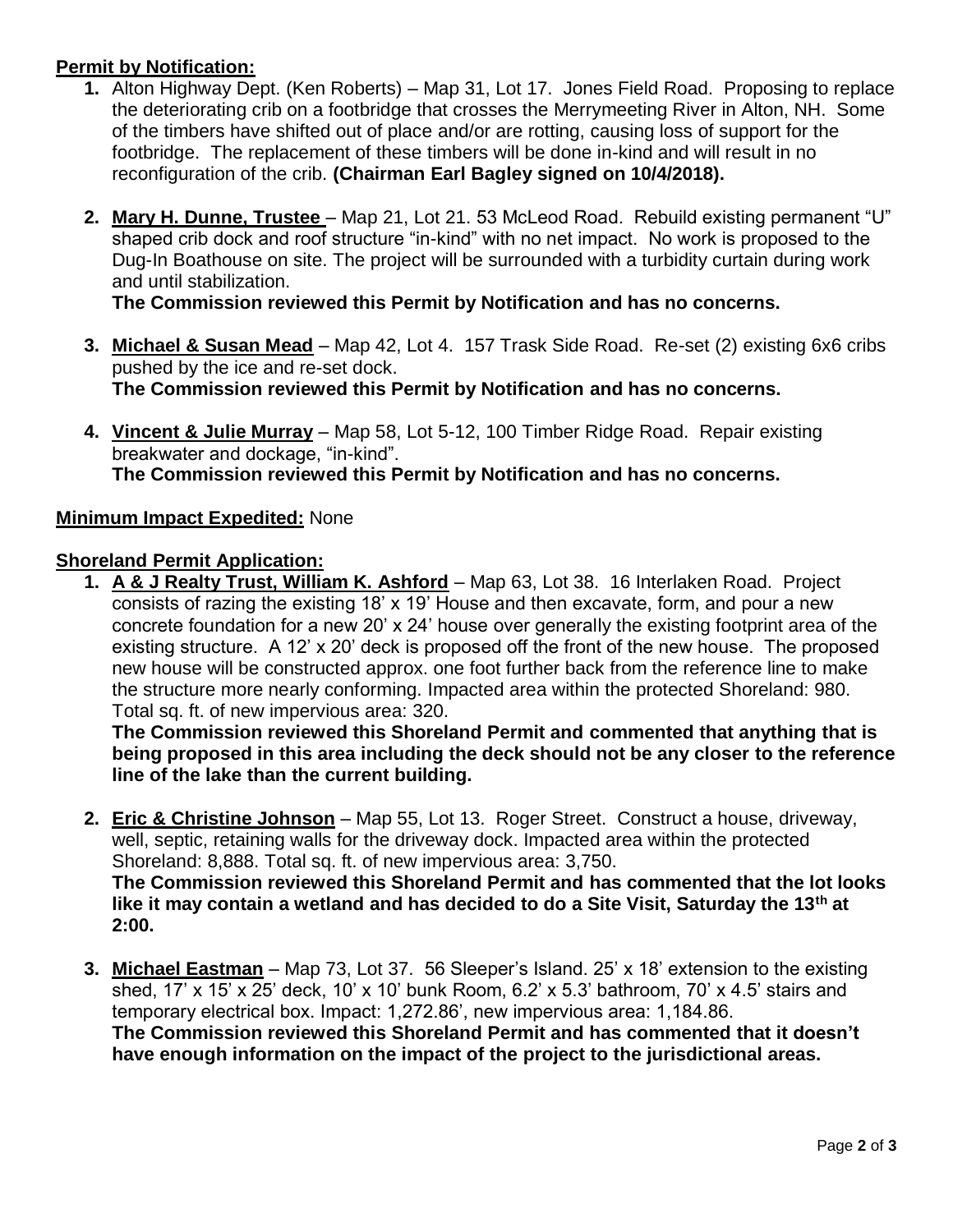**Permit by Notification:**

1. Alton Highway Dept. (Ken Roberts) – Map 31, Lot 17. Jones Field Road. Proposing to replace the deteriorating crib on a footbridge that crosses the Merrymeeting River in Alton, NH. Some of the timbers have shifted out of place and/or are rotting, causing loss of support for the footbridge. The replacement of these timbers will be done in-kind and will result in no reconfiguration of the crib. **(Chairman Earl Bagley signed on 10/4/2018).**

2. **Mary H. Dunne, Trustee** – Map 21, Lot 21. 53 McLeod Road. Rebuild existing permanent "U" shaped crib dock and roof structure "in-kind" with no net impact. No work is proposed to the Dug-In Boathouse on site. The project will be surrounded with a turbidity curtain during work and until stabilization.
   **The Commission reviewed this Permit by Notification and has no concerns.**

3. **Michael & Susan Mead** – Map 42, Lot 4. 157 Trask Side Road. Re-set (2) existing 6x6 cribs pushed by the ice and re-set dock.
   **The Commission reviewed this Permit by Notification and has no concerns.**

4. **Vincent & Julie Murray** – Map 58, Lot 5-12, 100 Timber Ridge Road. Repair existing breakwater and dockage, "in-kind".
   **The Commission reviewed this Permit by Notification and has no concerns.**

**Minimum Impact Expedited:** None

**Shoreland Permit Application:**

1. **A & J Realty Trust, William K. Ashford** – Map 63, Lot 38. 16 Interlaken Road. Project consists of razing the existing 18' x 19' House and then excavate, form, and pour a new concrete foundation for a new 20' x 24' house over generally the existing footprint area of the existing structure. A 12' x 20' deck is proposed off the front of the new house. The proposed new house will be constructed approx. one foot further back from the reference line to make the structure more nearly conforming. Impacted area within the protected Shoreland: 980. Total sq. ft. of new impervious area: 320.
   **The Commission reviewed this Shoreland Permit and commented that anything that is being proposed in this area including the deck should not be any closer to the reference line of the lake than the current building.**

2. **Eric & Christine Johnson** – Map 55, Lot 13. Roger Street. Construct a house, driveway, well, septic, retaining walls for the driveway dock. Impacted area within the protected Shoreland: 8,888. Total sq. ft. of new impervious area: 3,750.
   **The Commission reviewed this Shoreland Permit and has commented that the lot looks like it may contain a wetland and has decided to do a Site Visit, Saturday the 13th at 2:00.**

3. **Michael Eastman** – Map 73, Lot 37. 56 Sleeper's Island. 25' x 18' extension to the existing shed, 17' x 15' x 25' deck, 10' x 10' bunk Room, 6.2' x 5.3' bathroom, 70' x 4.5' stairs and temporary electrical box. Impact: 1,272.86', new impervious area: 1,184.86.
   **The Commission reviewed this Shoreland Permit and has commented that it doesn't have enough information on the impact of the project to the jurisdictional areas.**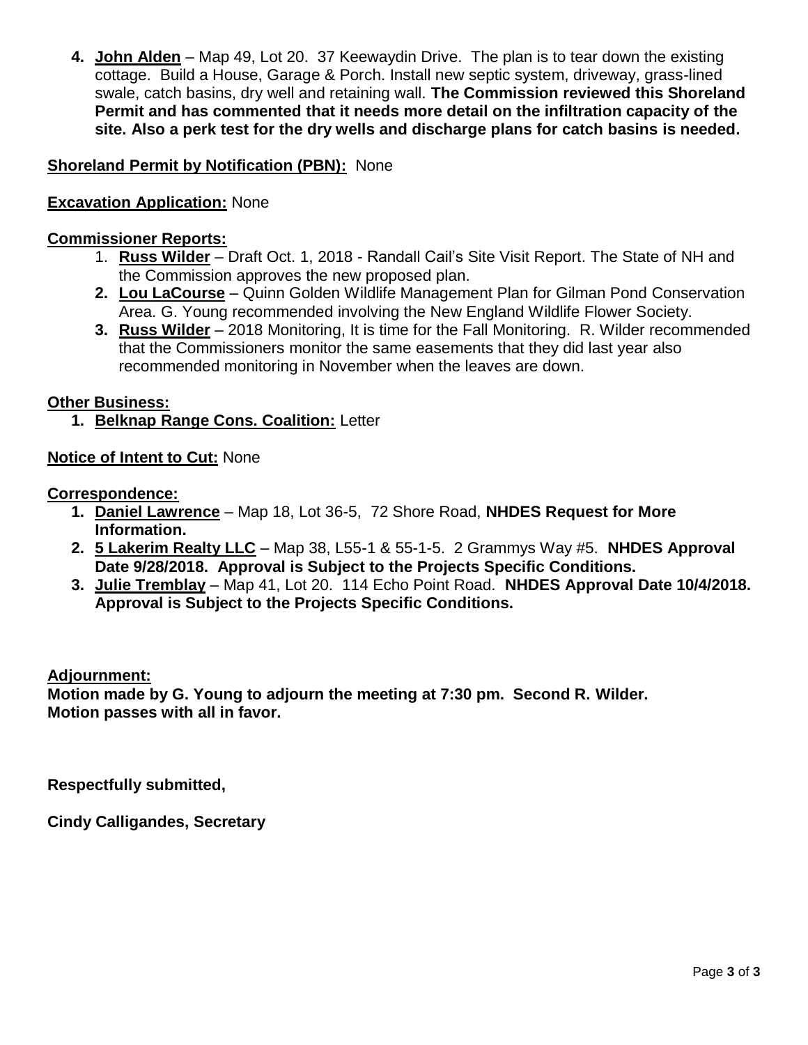4. **John Alden** – Map 49, Lot 20. 37 Keewaydin Drive. The plan is to tear down the existing cottage. Build a House, Garage & Porch. Install new septic system, driveway, grass-lined swale, catch basins, dry well and retaining wall. **The Commission reviewed this Shoreland Permit and has commented that it needs more detail on the infiltration capacity of the site. Also a perk test for the dry wells and discharge plans for catch basins is needed.**

**Shoreland Permit by Notification (PBN):** None

**Excavation Application:** None

**Commissioner Reports:**

1. **Russ Wilder** – Draft Oct. 1, 2018 - Randall Cail's Site Visit Report. The State of NH and the Commission approves the new proposed plan.
2. **Lou LaCourse** – Quinn Golden Wildlife Management Plan for Gilman Pond Conservation Area. G. Young recommended involving the New England Wildlife Flower Society.
3. **Russ Wilder** – 2018 Monitoring, It is time for the Fall Monitoring. R. Wilder recommended that the Commissioners monitor the same easements that they did last year also recommended monitoring in November when the leaves are down.

**Other Business:**

1. **Belknap Range Cons. Coalition:** Letter

**Notice of Intent to Cut:** None

**Correspondence:**

1. **Daniel Lawrence** – Map 18, Lot 36-5, 72 Shore Road, **NHDES Request for More Information.**
2. **5 Lakerim Realty LLC** – Map 38, L55-1 & 55-1-5. 2 Grammys Way #5. **NHDES Approval Date 9/28/2018. Approval is Subject to the Projects Specific Conditions.**
3. **Julie Tremblay** – Map 41, Lot 20. 114 Echo Point Road. **NHDES Approval Date 10/4/2018. Approval is Subject to the Projects Specific Conditions.**

**Adjournment:**

**Motion made by G. Young to adjourn the meeting at 7:30 pm. Second R. Wilder. Motion passes with all in favor.**

**Respectfully submitted,**

**Cindy Calligandes, Secretary**